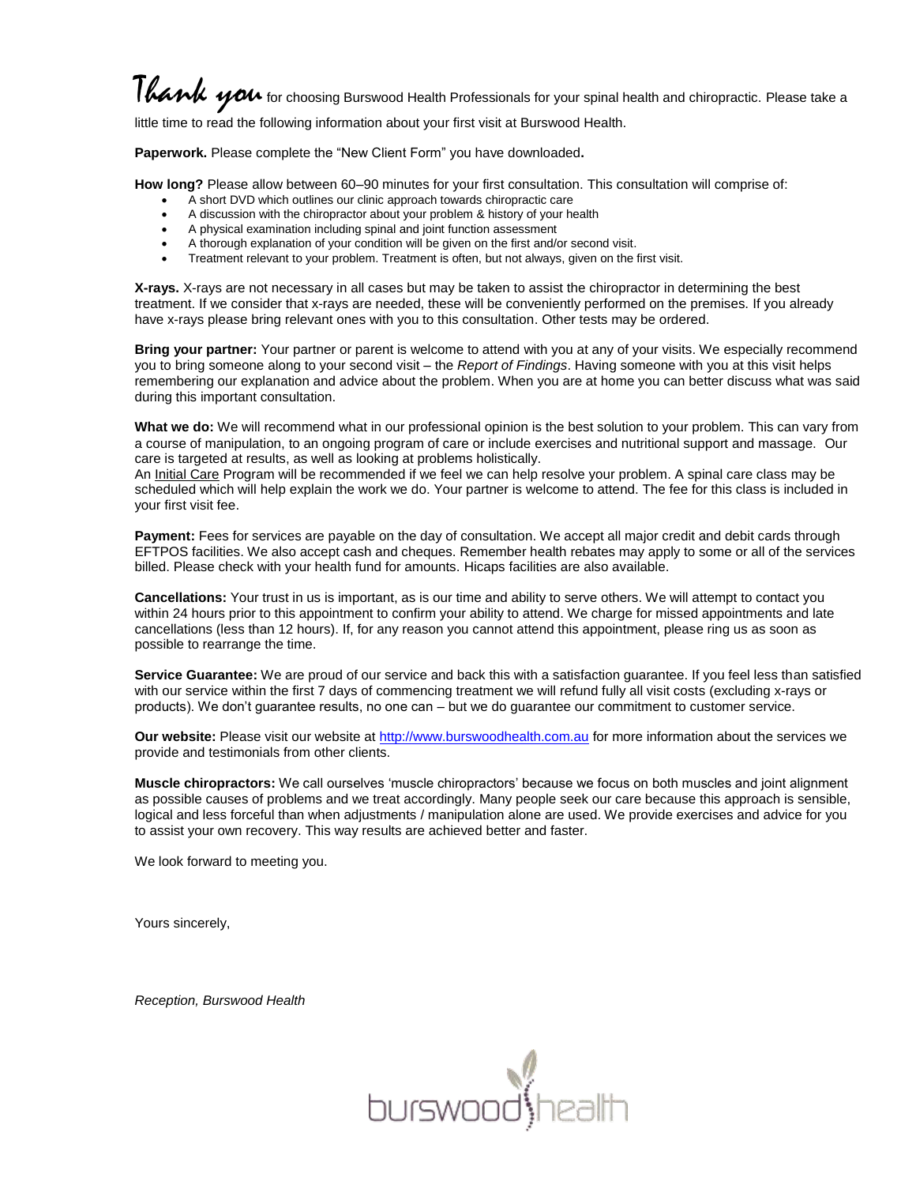**Thank you** for choosing Burswood Health Professionals for your spinal health and chiropractic. Please take a little time to read the following information about your first visit at Burswood Health.

**Paperwork.** Please complete the "New Client Form" you have downloaded**.**

**How long?** Please allow between 60–90 minutes for your first consultation. This consultation will comprise of:

- A short DVD which outlines our clinic approach towards chiropractic care
- A discussion with the chiropractor about your problem & history of your health
- A physical examination including spinal and joint function assessment
- A thorough explanation of your condition will be given on the first and/or second visit.
- Treatment relevant to your problem. Treatment is often, but not always, given on the first visit.

**X-rays.** X-rays are not necessary in all cases but may be taken to assist the chiropractor in determining the best treatment. If we consider that x-rays are needed, these will be conveniently performed on the premises. If you already have x-rays please bring relevant ones with you to this consultation. Other tests may be ordered.

**Bring your partner:** Your partner or parent is welcome to attend with you at any of your visits. We especially recommend you to bring someone along to your second visit – the *Report of Findings*. Having someone with you at this visit helps remembering our explanation and advice about the problem. When you are at home you can better discuss what was said during this important consultation.

**What we do:** We will recommend what in our professional opinion is the best solution to your problem. This can vary from a course of manipulation, to an ongoing program of care or include exercises and nutritional support and massage. Our care is targeted at results, as well as looking at problems holistically.
An Initial Care Program will be recommended if we feel we can help resolve your problem. A spinal care class may be scheduled which will help explain the work we do. Your partner is welcome to attend. The fee for this class is included in your first visit fee.

**Payment:** Fees for services are payable on the day of consultation. We accept all major credit and debit cards through EFTPOS facilities. We also accept cash and cheques. Remember health rebates may apply to some or all of the services billed. Please check with your health fund for amounts. Hicaps facilities are also available.

**Cancellations:** Your trust in us is important, as is our time and ability to serve others. We will attempt to contact you within 24 hours prior to this appointment to confirm your ability to attend. We charge for missed appointments and late cancellations (less than 12 hours). If, for any reason you cannot attend this appointment, please ring us as soon as possible to rearrange the time.

**Service Guarantee:** We are proud of our service and back this with a satisfaction guarantee. If you feel less than satisfied with our service within the first 7 days of commencing treatment we will refund fully all visit costs (excluding x-rays or products). We don't guarantee results, no one can – but we do guarantee our commitment to customer service.

**Our website:** Please visit our website at http://www.burswoodhealth.com.au for more information about the services we provide and testimonials from other clients.

**Muscle chiropractors:** We call ourselves 'muscle chiropractors' because we focus on both muscles and joint alignment as possible causes of problems and we treat accordingly. Many people seek our care because this approach is sensible, logical and less forceful than when adjustments / manipulation alone are used. We provide exercises and advice for you to assist your own recovery. This way results are achieved better and faster.

We look forward to meeting you.

Yours sincerely,

*Reception, Burswood Health*

burswood health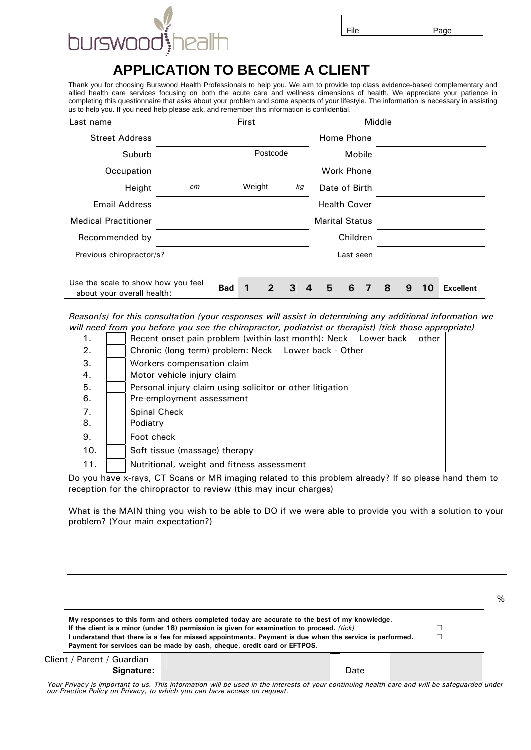burswood health

| File | Page |
|---|---|
| | |

# APPLICATION TO BECOME A CLIENT

Thank you for choosing Burswood Health Professionals to help you. We aim to provide top class evidence-based complementary and allied health care services focusing on both the acute care and wellness dimensions of health. We appreciate your patience in completing this questionnaire that asks about your problem and some aspects of your lifestyle. The information is necessary in assisting us to help you. If you need help please ask, and remember this information is confidential.

| | | | |
|---|---|---|---|
| Last name | First | | Middle |
| Street Address | | Home Phone | |
| Suburb | Postcode | Mobile | |
| Occupation | | Work Phone | |
| Height cm | Weight kg | Date of Birth | |
| Email Address | | Health Cover | |
| Medical Practitioner | | Marital Status | |
| Recommended by | | Children | |
| Previous chiropractor/s? | | Last seen | |

Use the scale to show how you feel about your overall health: **Bad** 1 2 3 4 5 6 7 8 9 10 **Excellent**

*Reason(s) for this consultation (your responses will assist in determining any additional information we will need from you before you see the chiropractor, podiatrist or therapist) (tick those appropriate)*

1. ☐ Recent onset pain problem (within last month): Neck – Lower back – other
2. ☐ Chronic (long term) problem: Neck – Lower back - Other
3. ☐ Workers compensation claim
4. ☐ Motor vehicle injury claim
5. ☐ Personal injury claim using solicitor or other litigation
6. ☐ Pre-employment assessment
7. ☐ Spinal Check
8. ☐ Podiatry
9. ☐ Foot check
10. ☐ Soft tissue (massage) therapy
11. ☐ Nutritional, weight and fitness assessment

Do you have x-rays, CT Scans or MR imaging related to this problem already? If so please hand them to reception for the chiropractor to review (this may incur charges)

What is the MAIN thing you wish to be able to DO if we were able to provide you with a solution to your problem? (Your main expectation?)

______________________________________________

______________________________________________

______________________________________________

______________________________________________ %

**My responses to this form and others completed today are accurate to the best of my knowledge.**
**If the client is a minor (under 18) permission is given for examination to proceed.** *(tick)* ☐
**I understand that there is a fee for missed appointments. Payment is due when the service is performed.** ☐
**Payment for services can be made by cash, cheque, credit card or EFTPOS.**

Client / Parent / Guardian **Signature:** ____________________ Date ____________

*Your Privacy is important to us. This information will be used in the interests of your continuing health care and will be safeguarded under our Practice Policy on Privacy, to which you can have access on request.*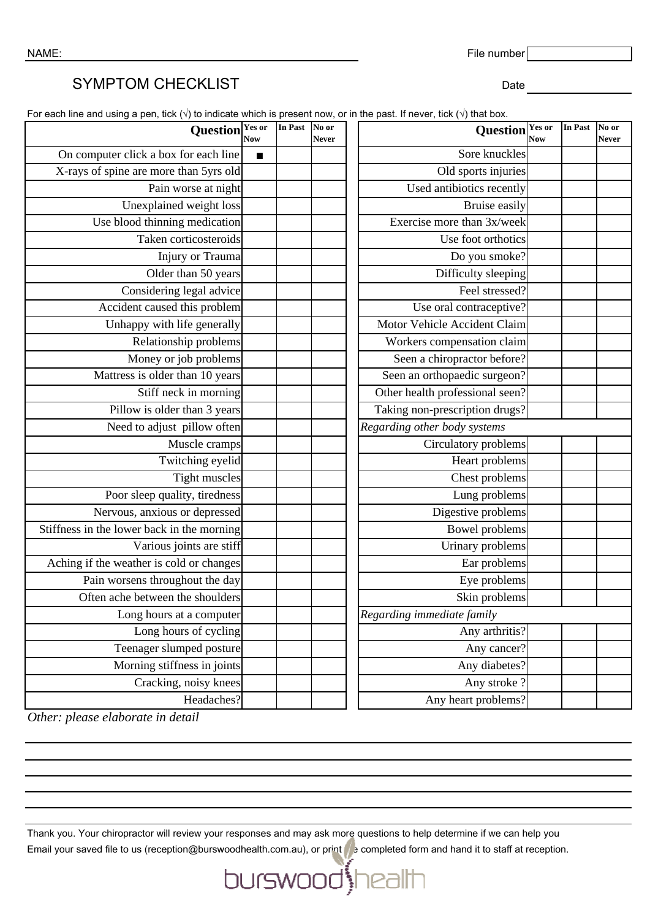NAME: ______________________ File number ______

# SYMPTOM CHECKLIST

Date ______

For each line and using a pen, tick (√) to indicate which is present now, or in the past. If never, tick (√) that box.

| Question | Yes or Now | In Past | No or Never |
|---|---|---|---|
| On computer click a box for each line | ■ | | |
| X-rays of spine are more than 5yrs old | | | |
| Pain worse at night | | | |
| Unexplained weight loss | | | |
| Use blood thinning medication | | | |
| Taken corticosteroids | | | |
| Injury or Trauma | | | |
| Older than 50 years | | | |
| Considering legal advice | | | |
| Accident caused this problem | | | |
| Unhappy with life generally | | | |
| Relationship problems | | | |
| Money or job problems | | | |
| Mattress is older than 10 years | | | |
| Stiff neck in morning | | | |
| Pillow is older than 3 years | | | |
| Need to adjust pillow often | | | |
| Muscle cramps | | | |
| Twitching eyelid | | | |
| Tight muscles | | | |
| Poor sleep quality, tiredness | | | |
| Nervous, anxious or depressed | | | |
| Stiffness in the lower back in the morning | | | |
| Various joints are stiff | | | |
| Aching if the weather is cold or changes | | | |
| Pain worsens throughout the day | | | |
| Often ache between the shoulders | | | |
| Long hours at a computer | | | |
| Long hours of cycling | | | |
| Teenager slumped posture | | | |
| Morning stiffness in joints | | | |
| Cracking, noisy knees | | | |
| Headaches? | | | |

| Question | Yes or Now | In Past | No or Never |
|---|---|---|---|
| Sore knuckles | | | |
| Old sports injuries | | | |
| Used antibiotics recently | | | |
| Bruise easily | | | |
| Exercise more than 3x/week | | | |
| Use foot orthotics | | | |
| Do you smoke? | | | |
| Difficulty sleeping | | | |
| Feel stressed? | | | |
| Use oral contraceptive? | | | |
| Motor Vehicle Accident Claim | | | |
| Workers compensation claim | | | |
| Seen a chiropractor before? | | | |
| Seen an orthopaedic surgeon? | | | |
| Other health professional seen? | | | |
| Taking non-prescription drugs? | | | |
| *Regarding other body systems* | | | |
| Circulatory problems | | | |
| Heart problems | | | |
| Chest problems | | | |
| Lung problems | | | |
| Digestive problems | | | |
| Bowel problems | | | |
| Urinary problems | | | |
| Ear problems | | | |
| Eye problems | | | |
| Skin problems | | | |
| *Regarding immediate family* | | | |
| Any arthritis? | | | |
| Any cancer? | | | |
| Any diabetes? | | | |
| Any stroke ? | | | |
| Any heart problems? | | | |

*Other: please elaborate in detail*

______________________________________________

______________________________________________

______________________________________________

______________________________________________

______________________________________________

Thank you. Your chiropractor will review your responses and may ask more questions to help determine if we can help you

Email your saved file to us (reception@burswoodhealth.com.au), or print the completed form and hand it to staff at reception.

burswood health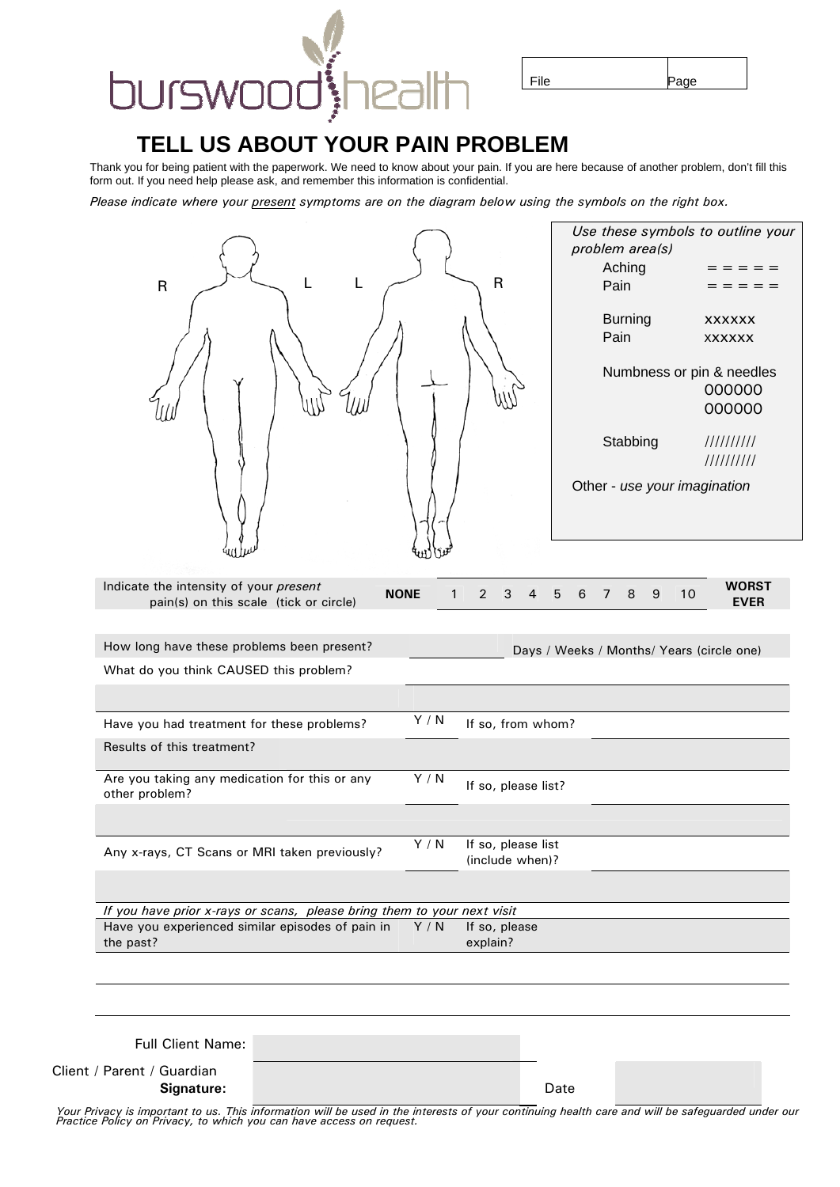burswood health

| File | Page |
|---|---|

# TELL US ABOUT YOUR PAIN PROBLEM

Thank you for being patient with the paperwork. We need to know about your pain. If you are here because of another problem, don't fill this form out. If you need help please ask, and remember this information is confidential.

*Please indicate where your present symptoms are on the diagram below using the symbols on the right box.*

R L L R

*Use these symbols to outline your problem area(s)*

Aching Pain = = = = =
= = = = =

Burning Pain xxxxxx
xxxxxx

Numbness or pin & needles 000000
000000

Stabbing //////////
//////////

Other - *use your imagination*

| Indicate the intensity of your *present* pain(s) on this scale (tick or circle) | NONE | 1 | 2 | 3 | 4 | 5 | 6 | 7 | 8 | 9 | 10 | WORST EVER |
|---|---|---|---|---|---|---|---|---|---|---|---|---|

How long have these problems been present? ________ Days / Weeks / Months/ Years (circle one)

What do you think CAUSED this problem? ________

Have you had treatment for these problems? Y / N If so, from whom? ________

Results of this treatment? ________

Are you taking any medication for this or any other problem? Y / N If so, please list? ________

Any x-rays, CT Scans or MRI taken previously? Y / N If so, please list (include when)? ________

*If you have prior x-rays or scans, please bring them to your next visit*

Have you experienced similar episodes of pain in the past? Y / N If so, please explain? ________

Full Client Name: ________

Client / Parent / Guardian **Signature:** ________ Date ________

*Your Privacy is important to us. This information will be used in the interests of your continuing health care and will be safeguarded under our Practice Policy on Privacy, to which you can have access on request.*